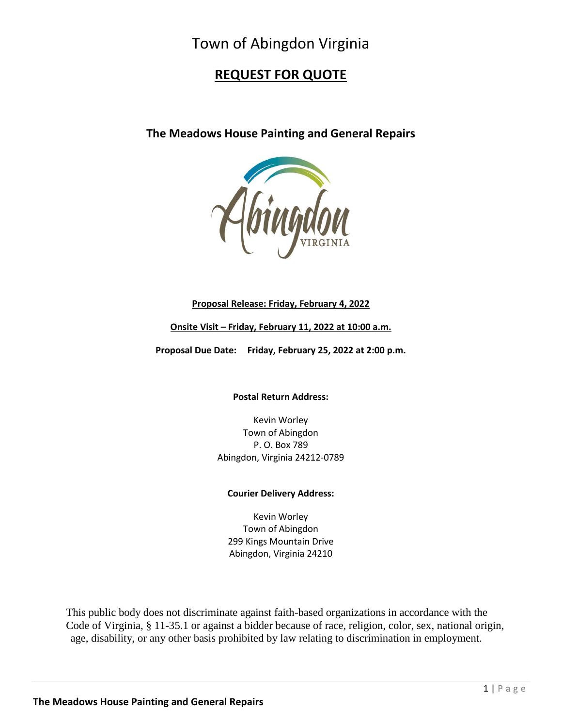# Town of Abingdon Virginia

## REQUEST FOR QUOTE

### The Meadows House Painting and General Repairs

**Proposal Release: Friday, February 4, 2022**

**Onsite Visit – Friday, February 11, 2022 at 10:00 a.m.**

**Proposal Due Date: Friday, February 25, 2022 at 2:00 p.m.**

**Postal Return Address:**

Kevin Worley
Town of Abingdon
P. O. Box 789
Abingdon, Virginia 24212-0789

**Courier Delivery Address:**

Kevin Worley
Town of Abingdon
299 Kings Mountain Drive
Abingdon, Virginia 24210

This public body does not discriminate against faith-based organizations in accordance with the Code of Virginia, § 11-35.1 or against a bidder because of race, religion, color, sex, national origin, age, disability, or any other basis prohibited by law relating to discrimination in employment.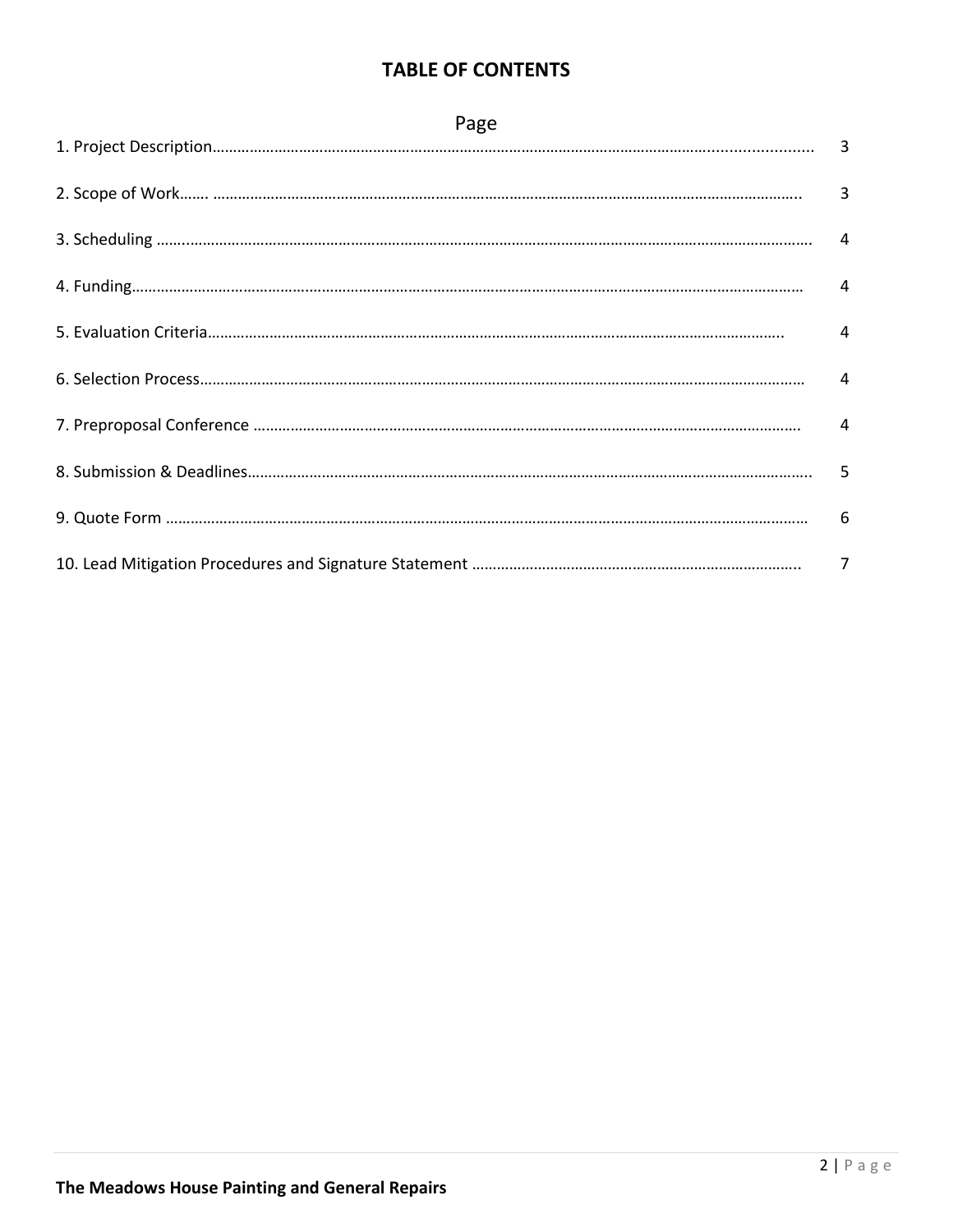# TABLE OF CONTENTS

| | Page |
|---|---|
| 1. Project Description | 3 |
| 2. Scope of Work | 3 |
| 3. Scheduling | 4 |
| 4. Funding | 4 |
| 5. Evaluation Criteria | 4 |
| 6. Selection Process | 4 |
| 7. Preproposal Conference | 4 |
| 8. Submission & Deadlines | 5 |
| 9. Quote Form | 6 |
| 10. Lead Mitigation Procedures and Signature Statement | 7 |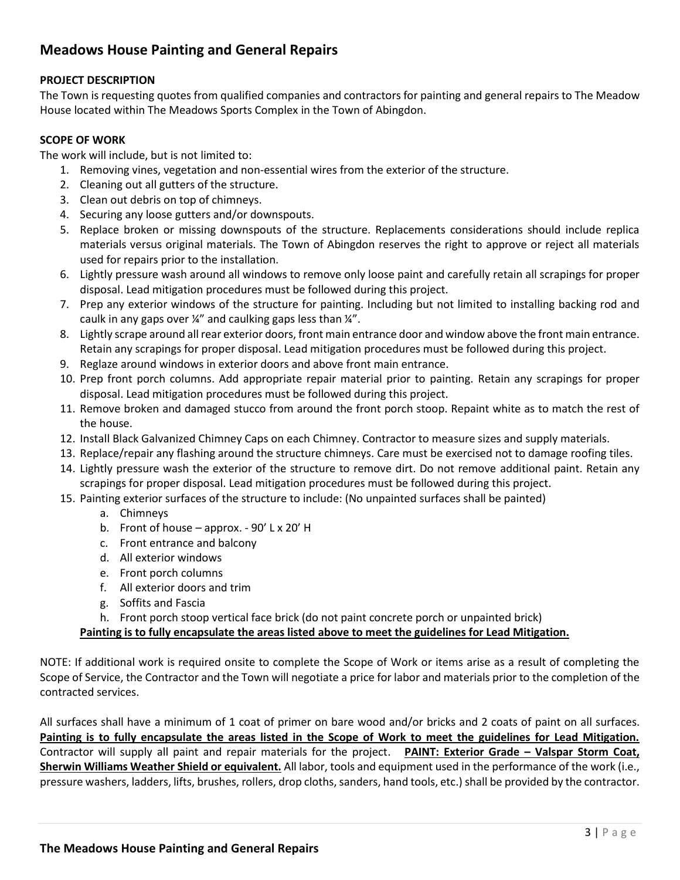## Meadows House Painting and General Repairs

**PROJECT DESCRIPTION**

The Town is requesting quotes from qualified companies and contractors for painting and general repairs to The Meadow House located within The Meadows Sports Complex in the Town of Abingdon.

**SCOPE OF WORK**

The work will include, but is not limited to:

1. Removing vines, vegetation and non-essential wires from the exterior of the structure.
2. Cleaning out all gutters of the structure.
3. Clean out debris on top of chimneys.
4. Securing any loose gutters and/or downspouts.
5. Replace broken or missing downspouts of the structure. Replacements considerations should include replica materials versus original materials. The Town of Abingdon reserves the right to approve or reject all materials used for repairs prior to the installation.
6. Lightly pressure wash around all windows to remove only loose paint and carefully retain all scrapings for proper disposal. Lead mitigation procedures must be followed during this project.
7. Prep any exterior windows of the structure for painting. Including but not limited to installing backing rod and caulk in any gaps over ¼" and caulking gaps less than ¼".
8. Lightly scrape around all rear exterior doors, front main entrance door and window above the front main entrance. Retain any scrapings for proper disposal. Lead mitigation procedures must be followed during this project.
9. Reglaze around windows in exterior doors and above front main entrance.
10. Prep front porch columns. Add appropriate repair material prior to painting. Retain any scrapings for proper disposal. Lead mitigation procedures must be followed during this project.
11. Remove broken and damaged stucco from around the front porch stoop. Repaint white as to match the rest of the house.
12. Install Black Galvanized Chimney Caps on each Chimney. Contractor to measure sizes and supply materials.
13. Replace/repair any flashing around the structure chimneys. Care must be exercised not to damage roofing tiles.
14. Lightly pressure wash the exterior of the structure to remove dirt. Do not remove additional paint. Retain any scrapings for proper disposal. Lead mitigation procedures must be followed during this project.
15. Painting exterior surfaces of the structure to include: (No unpainted surfaces shall be painted)
    a. Chimneys
    b. Front of house – approx. - 90' L x 20' H
    c. Front entrance and balcony
    d. All exterior windows
    e. Front porch columns
    f. All exterior doors and trim
    g. Soffits and Fascia
    h. Front porch stoop vertical face brick (do not paint concrete porch or unpainted brick)

    **Painting is to fully encapsulate the areas listed above to meet the guidelines for Lead Mitigation.**

NOTE: If additional work is required onsite to complete the Scope of Work or items arise as a result of completing the Scope of Service, the Contractor and the Town will negotiate a price for labor and materials prior to the completion of the contracted services.

All surfaces shall have a minimum of 1 coat of primer on bare wood and/or bricks and 2 coats of paint on all surfaces. **Painting is to fully encapsulate the areas listed in the Scope of Work to meet the guidelines for Lead Mitigation.** Contractor will supply all paint and repair materials for the project. **PAINT: Exterior Grade – Valspar Storm Coat, Sherwin Williams Weather Shield or equivalent.** All labor, tools and equipment used in the performance of the work (i.e., pressure washers, ladders, lifts, brushes, rollers, drop cloths, sanders, hand tools, etc.) shall be provided by the contractor.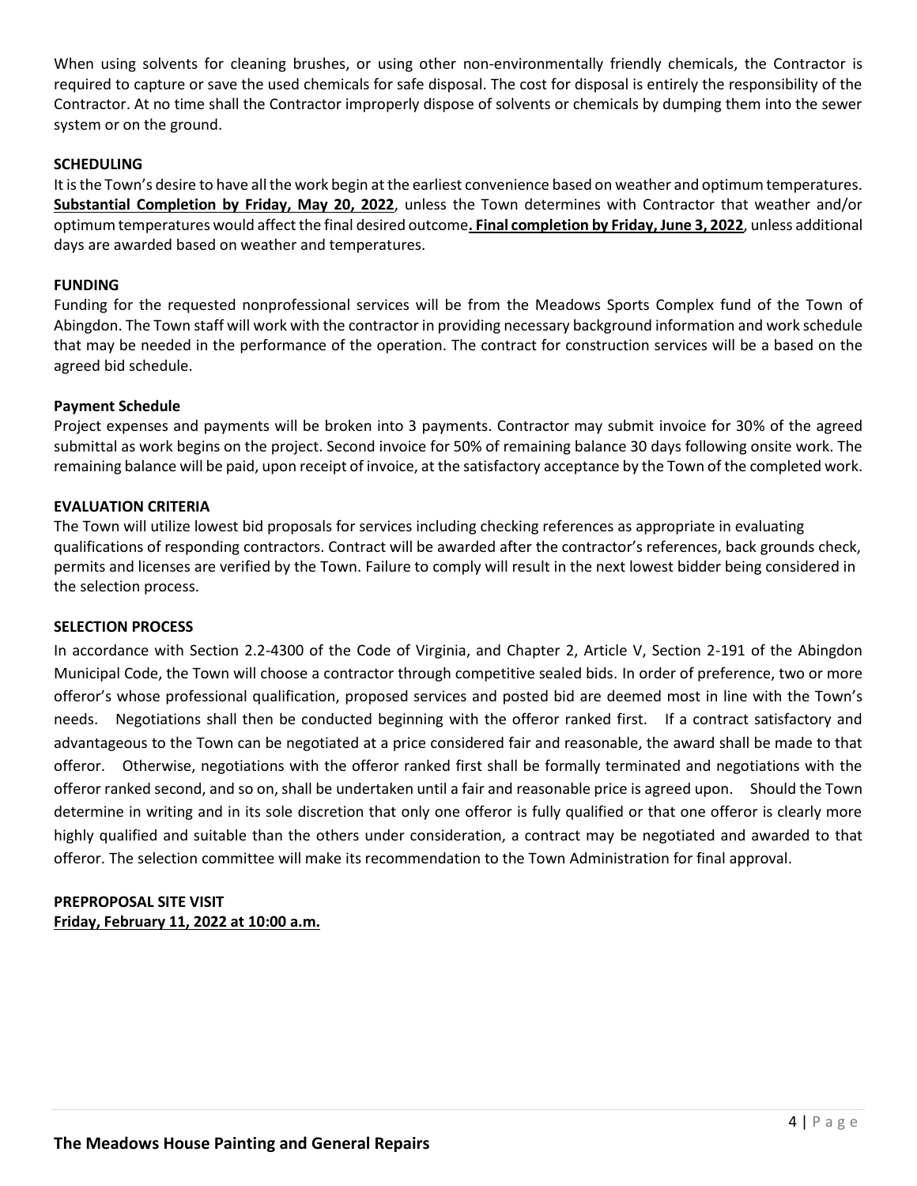When using solvents for cleaning brushes, or using other non-environmentally friendly chemicals, the Contractor is required to capture or save the used chemicals for safe disposal. The cost for disposal is entirely the responsibility of the Contractor. At no time shall the Contractor improperly dispose of solvents or chemicals by dumping them into the sewer system or on the ground.

**SCHEDULING**

It is the Town's desire to have all the work begin at the earliest convenience based on weather and optimum temperatures. **Substantial Completion by Friday, May 20, 2022**, unless the Town determines with Contractor that weather and/or optimum temperatures would affect the final desired outcome**. Final completion by Friday, June 3, 2022**, unless additional days are awarded based on weather and temperatures.

**FUNDING**

Funding for the requested nonprofessional services will be from the Meadows Sports Complex fund of the Town of Abingdon. The Town staff will work with the contractor in providing necessary background information and work schedule that may be needed in the performance of the operation. The contract for construction services will be a based on the agreed bid schedule.

**Payment Schedule**

Project expenses and payments will be broken into 3 payments. Contractor may submit invoice for 30% of the agreed submittal as work begins on the project. Second invoice for 50% of remaining balance 30 days following onsite work. The remaining balance will be paid, upon receipt of invoice, at the satisfactory acceptance by the Town of the completed work.

**EVALUATION CRITERIA**

The Town will utilize lowest bid proposals for services including checking references as appropriate in evaluating qualifications of responding contractors. Contract will be awarded after the contractor's references, back grounds check, permits and licenses are verified by the Town. Failure to comply will result in the next lowest bidder being considered in the selection process.

**SELECTION PROCESS**

In accordance with Section 2.2-4300 of the Code of Virginia, and Chapter 2, Article V, Section 2-191 of the Abingdon Municipal Code, the Town will choose a contractor through competitive sealed bids. In order of preference, two or more offeror's whose professional qualification, proposed services and posted bid are deemed most in line with the Town's needs. Negotiations shall then be conducted beginning with the offeror ranked first. If a contract satisfactory and advantageous to the Town can be negotiated at a price considered fair and reasonable, the award shall be made to that offeror. Otherwise, negotiations with the offeror ranked first shall be formally terminated and negotiations with the offeror ranked second, and so on, shall be undertaken until a fair and reasonable price is agreed upon. Should the Town determine in writing and in its sole discretion that only one offeror is fully qualified or that one offeror is clearly more highly qualified and suitable than the others under consideration, a contract may be negotiated and awarded to that offeror. The selection committee will make its recommendation to the Town Administration for final approval.

**PREPROPOSAL SITE VISIT**

**Friday, February 11, 2022 at 10:00 a.m.**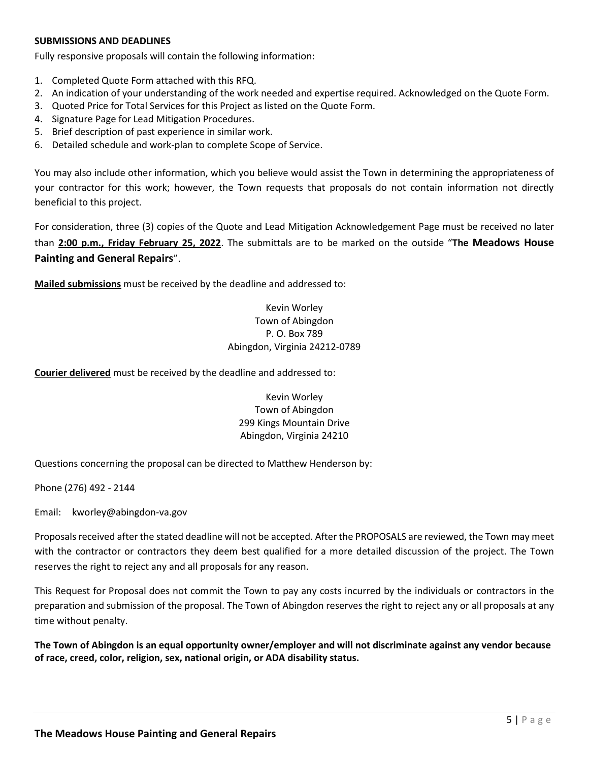**SUBMISSIONS AND DEADLINES**

Fully responsive proposals will contain the following information:

1. Completed Quote Form attached with this RFQ.
2. An indication of your understanding of the work needed and expertise required. Acknowledged on the Quote Form.
3. Quoted Price for Total Services for this Project as listed on the Quote Form.
4. Signature Page for Lead Mitigation Procedures.
5. Brief description of past experience in similar work.
6. Detailed schedule and work-plan to complete Scope of Service.

You may also include other information, which you believe would assist the Town in determining the appropriateness of your contractor for this work; however, the Town requests that proposals do not contain information not directly beneficial to this project.

For consideration, three (3) copies of the Quote and Lead Mitigation Acknowledgement Page must be received no later than **2:00 p.m., Friday February 25, 2022**. The submittals are to be marked on the outside "**The Meadows House Painting and General Repairs**".

**Mailed submissions** must be received by the deadline and addressed to:

Kevin Worley
Town of Abingdon
P. O. Box 789
Abingdon, Virginia 24212-0789

**Courier delivered** must be received by the deadline and addressed to:

Kevin Worley
Town of Abingdon
299 Kings Mountain Drive
Abingdon, Virginia 24210

Questions concerning the proposal can be directed to Matthew Henderson by:

Phone (276) 492 - 2144

Email: kworley@abingdon-va.gov

Proposals received after the stated deadline will not be accepted. After the PROPOSALS are reviewed, the Town may meet with the contractor or contractors they deem best qualified for a more detailed discussion of the project. The Town reserves the right to reject any and all proposals for any reason.

This Request for Proposal does not commit the Town to pay any costs incurred by the individuals or contractors in the preparation and submission of the proposal. The Town of Abingdon reserves the right to reject any or all proposals at any time without penalty.

**The Town of Abingdon is an equal opportunity owner/employer and will not discriminate against any vendor because of race, creed, color, religion, sex, national origin, or ADA disability status.**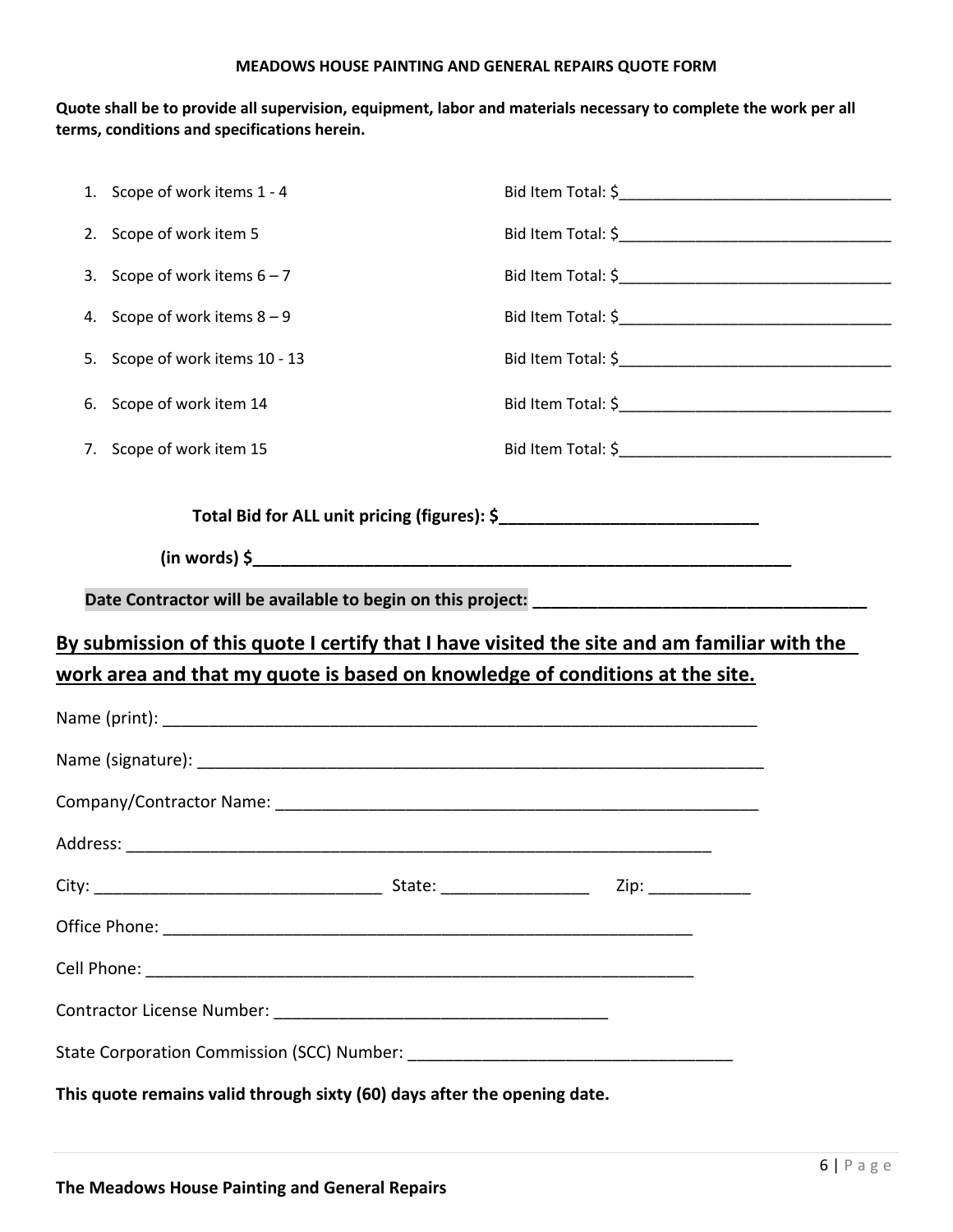**MEADOWS HOUSE PAINTING AND GENERAL REPAIRS QUOTE FORM**

**Quote shall be to provide all supervision, equipment, labor and materials necessary to complete the work per all terms, conditions and specifications herein.**

1. Scope of work items 1 - 4 — Bid Item Total: $_______________________________
2. Scope of work item 5 — Bid Item Total: $_______________________________
3. Scope of work items 6 – 7 — Bid Item Total: $_______________________________
4. Scope of work items 8 – 9 — Bid Item Total: $_______________________________
5. Scope of work items 10 - 13 — Bid Item Total: $_______________________________
6. Scope of work item 14 — Bid Item Total: $_______________________________
7. Scope of work item 15 — Bid Item Total: $_______________________________

**Total Bid for ALL unit pricing (figures): $____________________________**

**(in words) $______________________________________________________________**

**Date Contractor will be available to begin on this project: ___________________________________**

## By submission of this quote I certify that I have visited the site and am familiar with the work area and that my quote is based on knowledge of conditions at the site.

Name (print): ____________________________________________________________________

Name (signature): ________________________________________________________________

Company/Contractor Name: _______________________________________________________

Address: _____________________________________________________________________

City: _______________________________ State: ________________ Zip: ___________

Office Phone: ___________________________________________________________

Cell Phone: _____________________________________________________________

Contractor License Number: _____________________________________

State Corporation Commission (SCC) Number: ___________________________________

**This quote remains valid through sixty (60) days after the opening date.**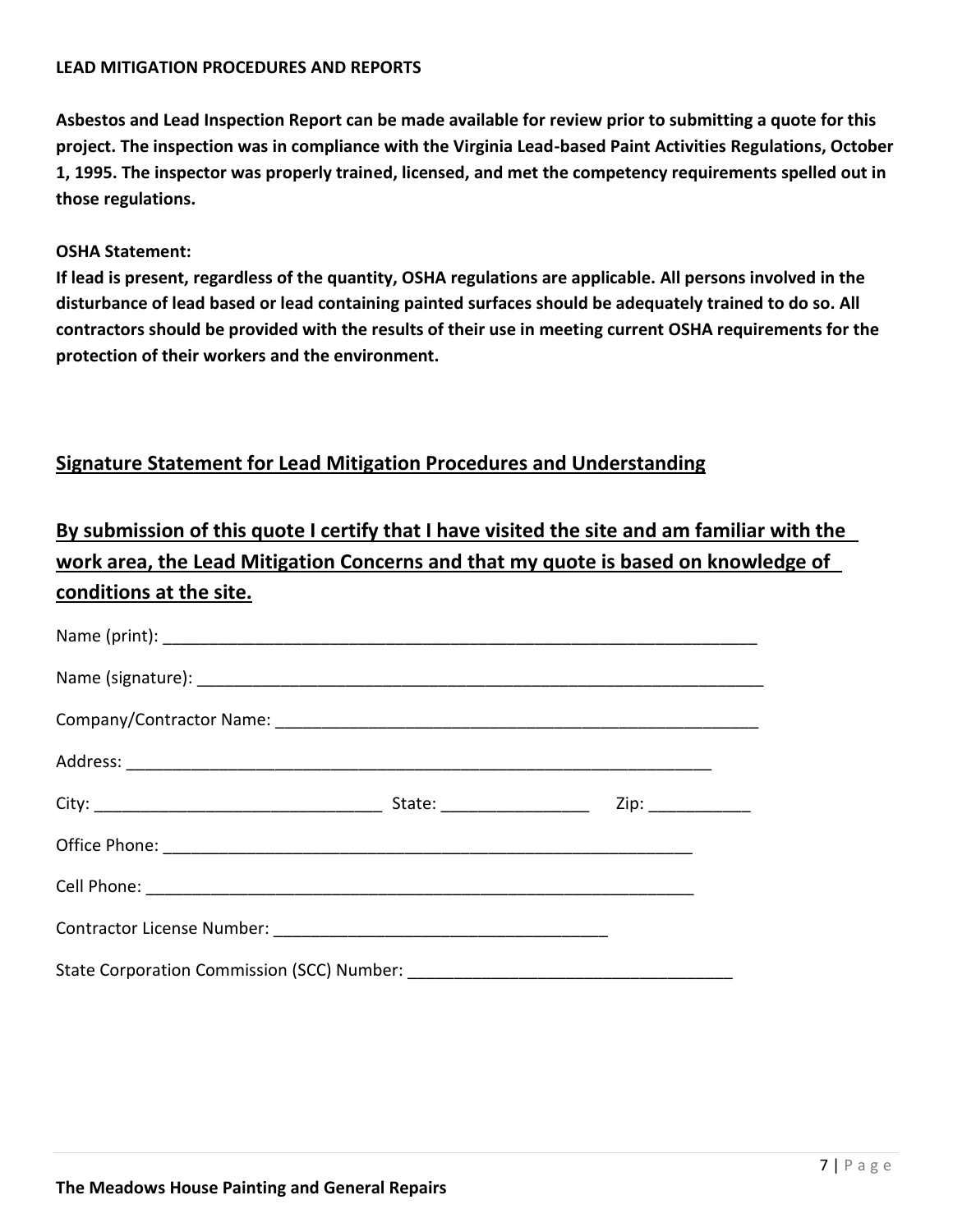**LEAD MITIGATION PROCEDURES AND REPORTS**

**Asbestos and Lead Inspection Report can be made available for review prior to submitting a quote for this project. The inspection was in compliance with the Virginia Lead-based Paint Activities Regulations, October 1, 1995. The inspector was properly trained, licensed, and met the competency requirements spelled out in those regulations.**

**OSHA Statement:**
**If lead is present, regardless of the quantity, OSHA regulations are applicable. All persons involved in the disturbance of lead based or lead containing painted surfaces should be adequately trained to do so. All contractors should be provided with the results of their use in meeting current OSHA requirements for the protection of their workers and the environment.**

## Signature Statement for Lead Mitigation Procedures and Understanding

## By submission of this quote I certify that I have visited the site and am familiar with the work area, the Lead Mitigation Concerns and that my quote is based on knowledge of conditions at the site.

Name (print): ___________________________________________________________________

Name (signature): _______________________________________________________________

Company/Contractor Name: ______________________________________________________

Address: _______________________________________________________________

City: ______________________________ State: _______________ Zip: __________

Office Phone: ________________________________________________________

Cell Phone: __________________________________________________________

Contractor License Number: ____________________________________

State Corporation Commission (SCC) Number: ___________________________________